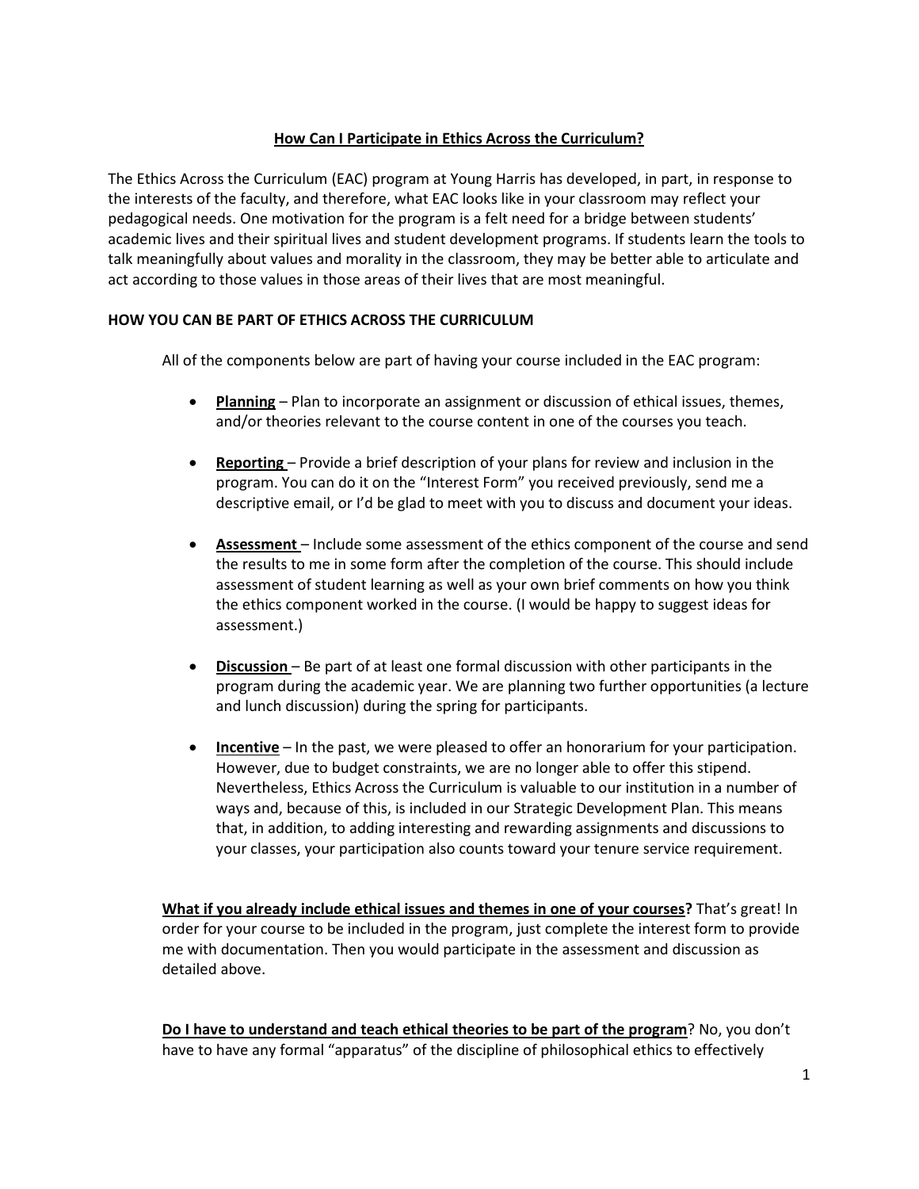# How Can I Participate in Ethics Across the Curriculum?

The Ethics Across the Curriculum (EAC) program at Young Harris has developed, in part, in response to the interests of the faculty, and therefore, what EAC looks like in your classroom may reflect your pedagogical needs. One motivation for the program is a felt need for a bridge between students' academic lives and their spiritual lives and student development programs. If students learn the tools to talk meaningfully about values and morality in the classroom, they may be better able to articulate and act according to those values in those areas of their lives that are most meaningful.

## HOW YOU CAN BE PART OF ETHICS ACROSS THE CURRICULUM

All of the components below are part of having your course included in the EAC program:

- **Planning** – Plan to incorporate an assignment or discussion of ethical issues, themes, and/or theories relevant to the course content in one of the courses you teach.
- **Reporting** – Provide a brief description of your plans for review and inclusion in the program. You can do it on the "Interest Form" you received previously, send me a descriptive email, or I'd be glad to meet with you to discuss and document your ideas.
- **Assessment** – Include some assessment of the ethics component of the course and send the results to me in some form after the completion of the course. This should include assessment of student learning as well as your own brief comments on how you think the ethics component worked in the course. (I would be happy to suggest ideas for assessment.)
- **Discussion** – Be part of at least one formal discussion with other participants in the program during the academic year. We are planning two further opportunities (a lecture and lunch discussion) during the spring for participants.
- **Incentive** – In the past, we were pleased to offer an honorarium for your participation. However, due to budget constraints, we are no longer able to offer this stipend. Nevertheless, Ethics Across the Curriculum is valuable to our institution in a number of ways and, because of this, is included in our Strategic Development Plan. This means that, in addition, to adding interesting and rewarding assignments and discussions to your classes, your participation also counts toward your tenure service requirement.

**What if you already include ethical issues and themes in one of your courses?** That's great! In order for your course to be included in the program, just complete the interest form to provide me with documentation. Then you would participate in the assessment and discussion as detailed above.

**Do I have to understand and teach ethical theories to be part of the program**? No, you don't have to have any formal "apparatus" of the discipline of philosophical ethics to effectively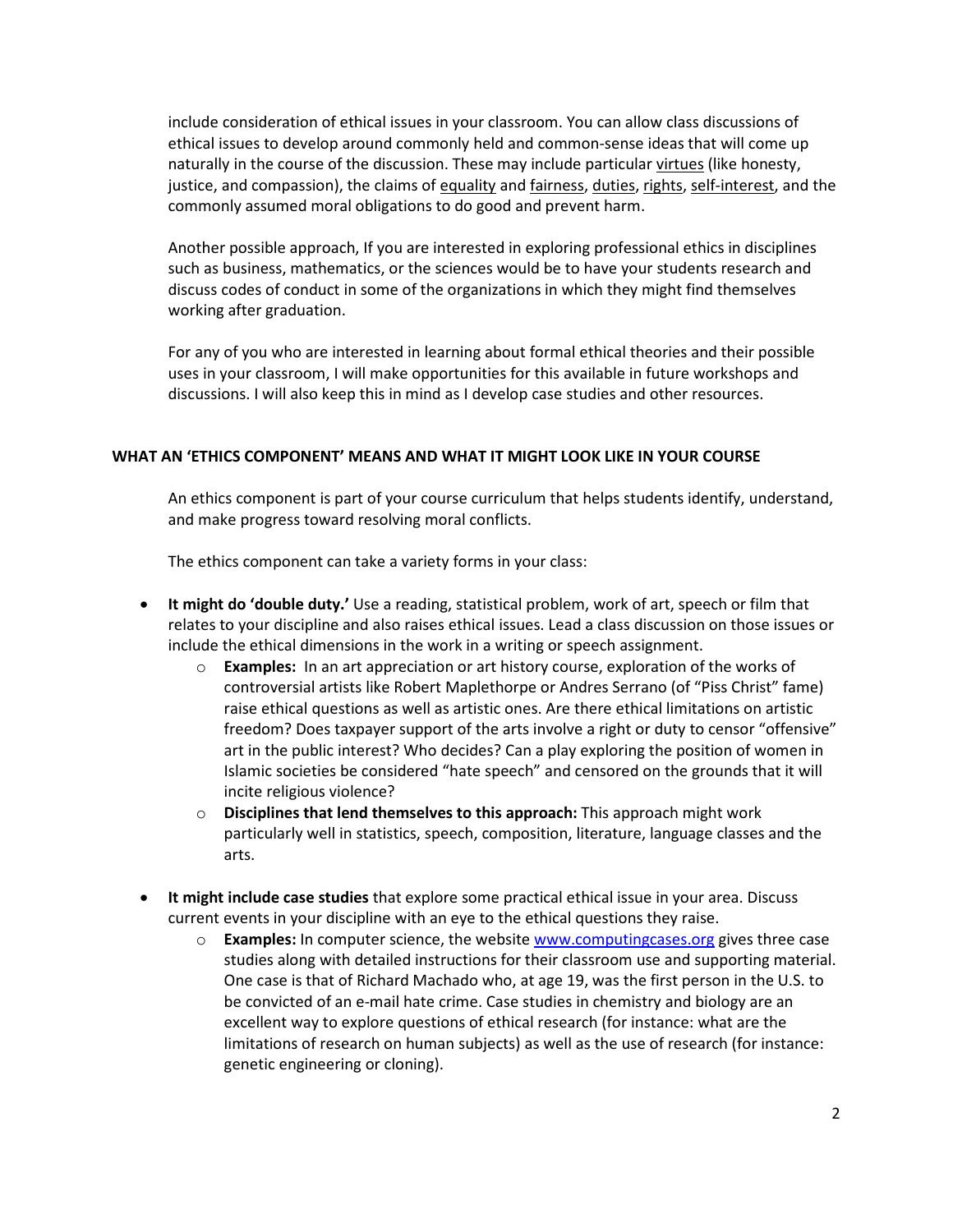include consideration of ethical issues in your classroom. You can allow class discussions of ethical issues to develop around commonly held and common-sense ideas that will come up naturally in the course of the discussion. These may include particular virtues (like honesty, justice, and compassion), the claims of equality and fairness, duties, rights, self-interest, and the commonly assumed moral obligations to do good and prevent harm.

Another possible approach, If you are interested in exploring professional ethics in disciplines such as business, mathematics, or the sciences would be to have your students research and discuss codes of conduct in some of the organizations in which they might find themselves working after graduation.

For any of you who are interested in learning about formal ethical theories and their possible uses in your classroom, I will make opportunities for this available in future workshops and discussions. I will also keep this in mind as I develop case studies and other resources.

## WHAT AN 'ETHICS COMPONENT' MEANS AND WHAT IT MIGHT LOOK LIKE IN YOUR COURSE

An ethics component is part of your course curriculum that helps students identify, understand, and make progress toward resolving moral conflicts.

The ethics component can take a variety forms in your class:

- **It might do 'double duty.'** Use a reading, statistical problem, work of art, speech or film that relates to your discipline and also raises ethical issues. Lead a class discussion on those issues or include the ethical dimensions in the work in a writing or speech assignment.
  - **Examples:** In an art appreciation or art history course, exploration of the works of controversial artists like Robert Maplethorpe or Andres Serrano (of "Piss Christ" fame) raise ethical questions as well as artistic ones. Are there ethical limitations on artistic freedom? Does taxpayer support of the arts involve a right or duty to censor "offensive" art in the public interest? Who decides? Can a play exploring the position of women in Islamic societies be considered "hate speech" and censored on the grounds that it will incite religious violence?
  - **Disciplines that lend themselves to this approach:** This approach might work particularly well in statistics, speech, composition, literature, language classes and the arts.

- **It might include case studies** that explore some practical ethical issue in your area. Discuss current events in your discipline with an eye to the ethical questions they raise.
  - **Examples:** In computer science, the website www.computingcases.org gives three case studies along with detailed instructions for their classroom use and supporting material. One case is that of Richard Machado who, at age 19, was the first person in the U.S. to be convicted of an e-mail hate crime. Case studies in chemistry and biology are an excellent way to explore questions of ethical research (for instance: what are the limitations of research on human subjects) as well as the use of research (for instance: genetic engineering or cloning).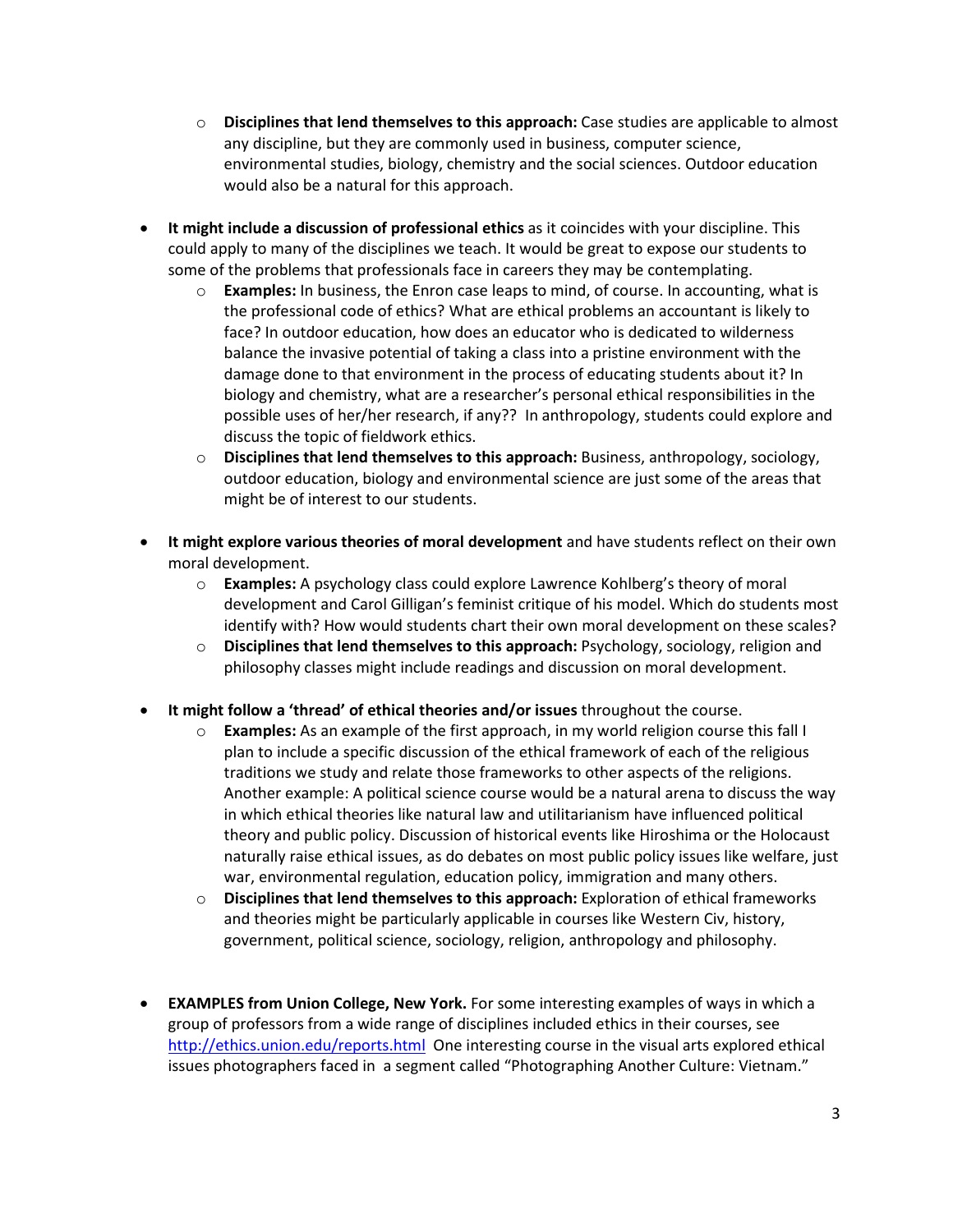- **Disciplines that lend themselves to this approach:** Case studies are applicable to almost any discipline, but they are commonly used in business, computer science, environmental studies, biology, chemistry and the social sciences. Outdoor education would also be a natural for this approach.

- **It might include a discussion of professional ethics** as it coincides with your discipline. This could apply to many of the disciplines we teach. It would be great to expose our students to some of the problems that professionals face in careers they may be contemplating.
  - **Examples:** In business, the Enron case leaps to mind, of course. In accounting, what is the professional code of ethics? What are ethical problems an accountant is likely to face? In outdoor education, how does an educator who is dedicated to wilderness balance the invasive potential of taking a class into a pristine environment with the damage done to that environment in the process of educating students about it? In biology and chemistry, what are a researcher's personal ethical responsibilities in the possible uses of her/her research, if any?? In anthropology, students could explore and discuss the topic of fieldwork ethics.
  - **Disciplines that lend themselves to this approach:** Business, anthropology, sociology, outdoor education, biology and environmental science are just some of the areas that might be of interest to our students.

- **It might explore various theories of moral development** and have students reflect on their own moral development.
  - **Examples:** A psychology class could explore Lawrence Kohlberg's theory of moral development and Carol Gilligan's feminist critique of his model. Which do students most identify with? How would students chart their own moral development on these scales?
  - **Disciplines that lend themselves to this approach:** Psychology, sociology, religion and philosophy classes might include readings and discussion on moral development.

- **It might follow a 'thread' of ethical theories and/or issues** throughout the course.
  - **Examples:** As an example of the first approach, in my world religion course this fall I plan to include a specific discussion of the ethical framework of each of the religious traditions we study and relate those frameworks to other aspects of the religions. Another example: A political science course would be a natural arena to discuss the way in which ethical theories like natural law and utilitarianism have influenced political theory and public policy. Discussion of historical events like Hiroshima or the Holocaust naturally raise ethical issues, as do debates on most public policy issues like welfare, just war, environmental regulation, education policy, immigration and many others.
  - **Disciplines that lend themselves to this approach:** Exploration of ethical frameworks and theories might be particularly applicable in courses like Western Civ, history, government, political science, sociology, religion, anthropology and philosophy.

- **EXAMPLES from Union College, New York.** For some interesting examples of ways in which a group of professors from a wide range of disciplines included ethics in their courses, see http://ethics.union.edu/reports.html One interesting course in the visual arts explored ethical issues photographers faced in a segment called "Photographing Another Culture: Vietnam."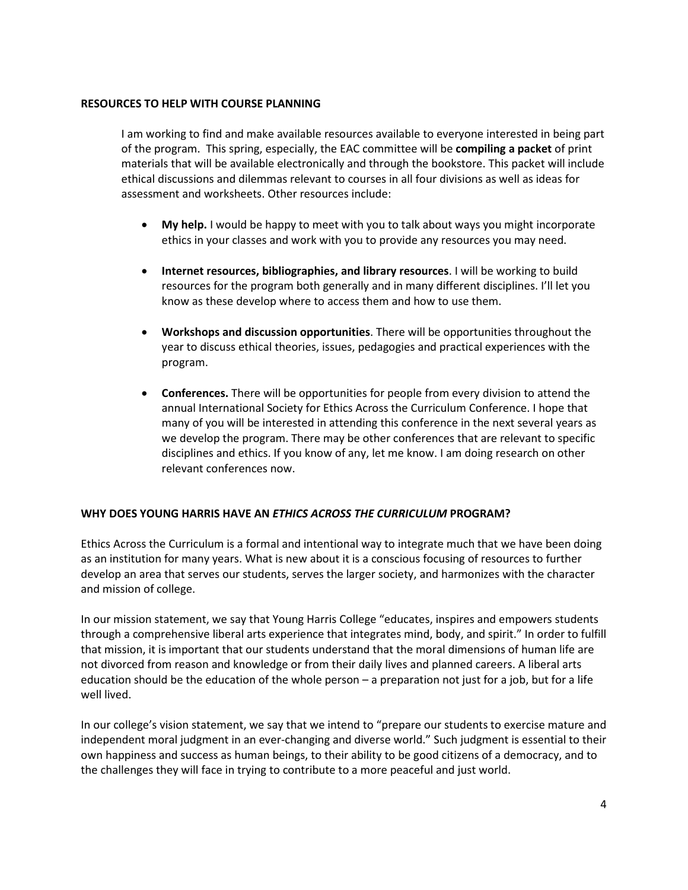## RESOURCES TO HELP WITH COURSE PLANNING

I am working to find and make available resources available to everyone interested in being part of the program. This spring, especially, the EAC committee will be **compiling a packet** of print materials that will be available electronically and through the bookstore. This packet will include ethical discussions and dilemmas relevant to courses in all four divisions as well as ideas for assessment and worksheets. Other resources include:

- **My help.** I would be happy to meet with you to talk about ways you might incorporate ethics in your classes and work with you to provide any resources you may need.

- **Internet resources, bibliographies, and library resources**. I will be working to build resources for the program both generally and in many different disciplines. I'll let you know as these develop where to access them and how to use them.

- **Workshops and discussion opportunities**. There will be opportunities throughout the year to discuss ethical theories, issues, pedagogies and practical experiences with the program.

- **Conferences.** There will be opportunities for people from every division to attend the annual International Society for Ethics Across the Curriculum Conference. I hope that many of you will be interested in attending this conference in the next several years as we develop the program. There may be other conferences that are relevant to specific disciplines and ethics. If you know of any, let me know. I am doing research on other relevant conferences now.

## WHY DOES YOUNG HARRIS HAVE AN *ETHICS ACROSS THE CURRICULUM* PROGRAM?

Ethics Across the Curriculum is a formal and intentional way to integrate much that we have been doing as an institution for many years. What is new about it is a conscious focusing of resources to further develop an area that serves our students, serves the larger society, and harmonizes with the character and mission of college.

In our mission statement, we say that Young Harris College "educates, inspires and empowers students through a comprehensive liberal arts experience that integrates mind, body, and spirit." In order to fulfill that mission, it is important that our students understand that the moral dimensions of human life are not divorced from reason and knowledge or from their daily lives and planned careers. A liberal arts education should be the education of the whole person – a preparation not just for a job, but for a life well lived.

In our college's vision statement, we say that we intend to "prepare our students to exercise mature and independent moral judgment in an ever-changing and diverse world." Such judgment is essential to their own happiness and success as human beings, to their ability to be good citizens of a democracy, and to the challenges they will face in trying to contribute to a more peaceful and just world.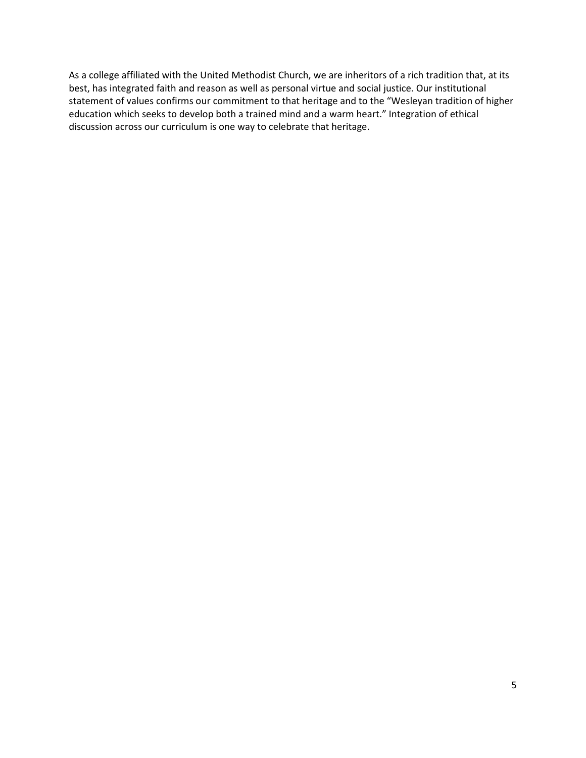As a college affiliated with the United Methodist Church, we are inheritors of a rich tradition that, at its best, has integrated faith and reason as well as personal virtue and social justice. Our institutional statement of values confirms our commitment to that heritage and to the "Wesleyan tradition of higher education which seeks to develop both a trained mind and a warm heart." Integration of ethical discussion across our curriculum is one way to celebrate that heritage.